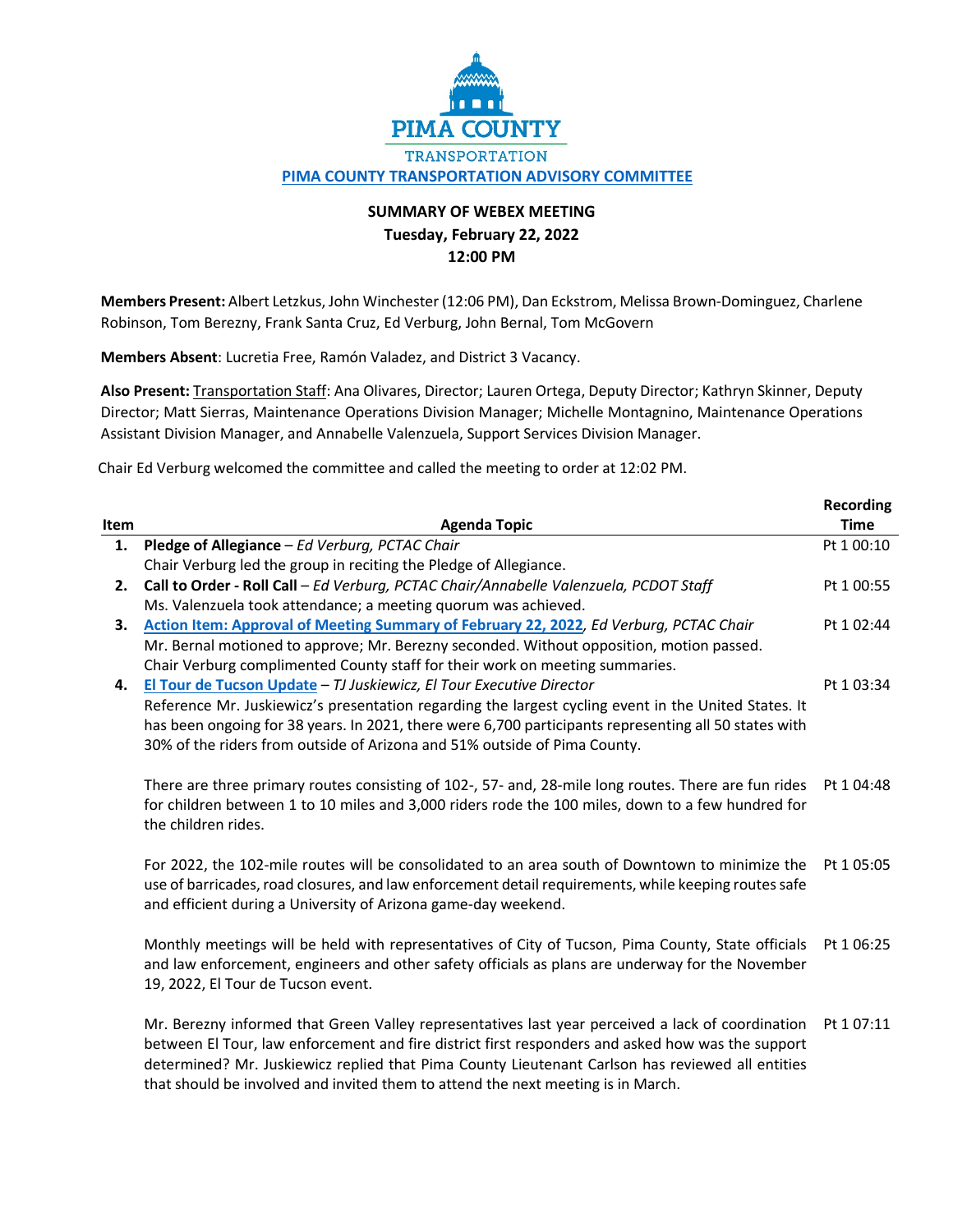# PIMA COUNTY

TRANSPORTATION

**PIMA COUNTY TRANSPORTATION ADVISORY COMMITTEE**

## SUMMARY OF WEBEX MEETING
**Tuesday, February 22, 2022**
**12:00 PM**

**Members Present:** Albert Letzkus, John Winchester (12:06 PM), Dan Eckstrom, Melissa Brown-Dominguez, Charlene Robinson, Tom Berezny, Frank Santa Cruz, Ed Verburg, John Bernal, Tom McGovern

**Members Absent**: Lucretia Free, Ramón Valadez, and District 3 Vacancy.

**Also Present:** Transportation Staff: Ana Olivares, Director; Lauren Ortega, Deputy Director; Kathryn Skinner, Deputy Director; Matt Sierras, Maintenance Operations Division Manager; Michelle Montagnino, Maintenance Operations Assistant Division Manager, and Annabelle Valenzuela, Support Services Division Manager.

Chair Ed Verburg welcomed the committee and called the meeting to order at 12:02 PM.

| Item | Agenda Topic | Recording Time |
|---|---|---|
| **1.** | **Pledge of Allegiance** – *Ed Verburg, PCTAC Chair*<br>Chair Verburg led the group in reciting the Pledge of Allegiance. | Pt 1 00:10 |
| **2.** | **Call to Order - Roll Call** – *Ed Verburg, PCTAC Chair/Annabelle Valenzuela, PCDOT Staff*<br>Ms. Valenzuela took attendance; a meeting quorum was achieved. | Pt 1 00:55 |
| **3.** | **Action Item: Approval of Meeting Summary of February 22, 2022**, *Ed Verburg, PCTAC Chair*<br>Mr. Bernal motioned to approve; Mr. Berezny seconded. Without opposition, motion passed. Chair Verburg complimented County staff for their work on meeting summaries. | Pt 1 02:44 |
| **4.** | **El Tour de Tucson Update** – *TJ Juskiewicz, El Tour Executive Director*<br>Reference Mr. Juskiewicz's presentation regarding the largest cycling event in the United States. It has been ongoing for 38 years. In 2021, there were 6,700 participants representing all 50 states with 30% of the riders from outside of Arizona and 51% outside of Pima County. | Pt 1 03:34 |
| | There are three primary routes consisting of 102-, 57- and, 28-mile long routes. There are fun rides for children between 1 to 10 miles and 3,000 riders rode the 100 miles, down to a few hundred for the children rides. | Pt 1 04:48 |
| | For 2022, the 102-mile routes will be consolidated to an area south of Downtown to minimize the use of barricades, road closures, and law enforcement detail requirements, while keeping routes safe and efficient during a University of Arizona game-day weekend. | Pt 1 05:05 |
| | Monthly meetings will be held with representatives of City of Tucson, Pima County, State officials and law enforcement, engineers and other safety officials as plans are underway for the November 19, 2022, El Tour de Tucson event. | Pt 1 06:25 |
| | Mr. Berezny informed that Green Valley representatives last year perceived a lack of coordination between El Tour, law enforcement and fire district first responders and asked how was the support determined? Mr. Juskiewicz replied that Pima County Lieutenant Carlson has reviewed all entities that should be involved and invited them to attend the next meeting is in March. | Pt 1 07:11 |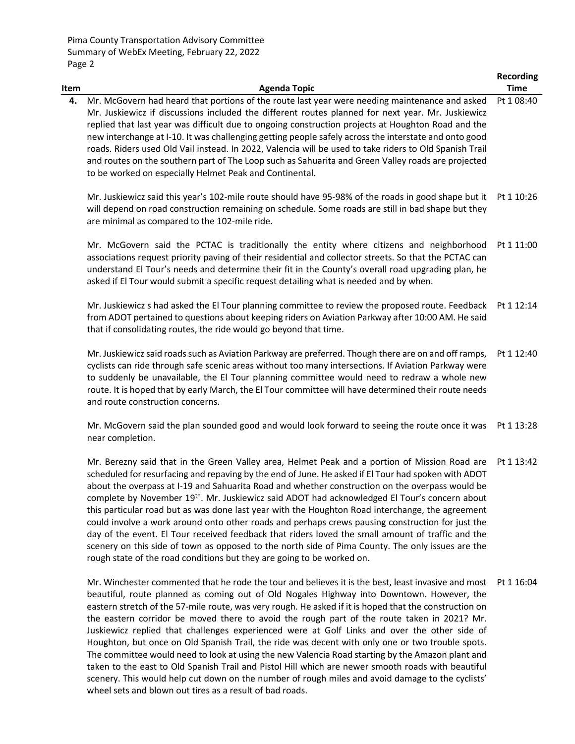| Item | Agenda Topic | Recording Time |
|---|---|---|
| 4. | Mr. McGovern had heard that portions of the route last year were needing maintenance and asked Mr. Juskiewicz if discussions included the different routes planned for next year. Mr. Juskiewicz replied that last year was difficult due to ongoing construction projects at Houghton Road and the new interchange at I-10. It was challenging getting people safely across the interstate and onto good roads. Riders used Old Vail instead. In 2022, Valencia will be used to take riders to Old Spanish Trail and routes on the southern part of The Loop such as Sahuarita and Green Valley roads are projected to be worked on especially Helmet Peak and Continental. | Pt 1 08:40 |
| | Mr. Juskiewicz said this year's 102-mile route should have 95-98% of the roads in good shape but it will depend on road construction remaining on schedule. Some roads are still in bad shape but they are minimal as compared to the 102-mile ride. | Pt 1 10:26 |
| | Mr. McGovern said the PCTAC is traditionally the entity where citizens and neighborhood associations request priority paving of their residential and collector streets. So that the PCTAC can understand El Tour's needs and determine their fit in the County's overall road upgrading plan, he asked if El Tour would submit a specific request detailing what is needed and by when. | Pt 1 11:00 |
| | Mr. Juskiewicz s had asked the El Tour planning committee to review the proposed route. Feedback from ADOT pertained to questions about keeping riders on Aviation Parkway after 10:00 AM. He said that if consolidating routes, the ride would go beyond that time. | Pt 1 12:14 |
| | Mr. Juskiewicz said roads such as Aviation Parkway are preferred. Though there are on and off ramps, cyclists can ride through safe scenic areas without too many intersections. If Aviation Parkway were to suddenly be unavailable, the El Tour planning committee would need to redraw a whole new route. It is hoped that by early March, the El Tour committee will have determined their route needs and route construction concerns. | Pt 1 12:40 |
| | Mr. McGovern said the plan sounded good and would look forward to seeing the route once it was near completion. | Pt 1 13:28 |
| | Mr. Berezny said that in the Green Valley area, Helmet Peak and a portion of Mission Road are scheduled for resurfacing and repaving by the end of June. He asked if El Tour had spoken with ADOT about the overpass at I-19 and Sahuarita Road and whether construction on the overpass would be complete by November 19th. Mr. Juskiewicz said ADOT had acknowledged El Tour's concern about this particular road but as was done last year with the Houghton Road interchange, the agreement could involve a work around onto other roads and perhaps crews pausing construction for just the day of the event. El Tour received feedback that riders loved the small amount of traffic and the scenery on this side of town as opposed to the north side of Pima County. The only issues are the rough state of the road conditions but they are going to be worked on. | Pt 1 13:42 |
| | Mr. Winchester commented that he rode the tour and believes it is the best, least invasive and most beautiful, route planned as coming out of Old Nogales Highway into Downtown. However, the eastern stretch of the 57-mile route, was very rough. He asked if it is hoped that the construction on the eastern corridor be moved there to avoid the rough part of the route taken in 2021? Mr. Juskiewicz replied that challenges experienced were at Golf Links and over the other side of Houghton, but once on Old Spanish Trail, the ride was decent with only one or two trouble spots. The committee would need to look at using the new Valencia Road starting by the Amazon plant and taken to the east to Old Spanish Trail and Pistol Hill which are newer smooth roads with beautiful scenery. This would help cut down on the number of rough miles and avoid damage to the cyclists' wheel sets and blown out tires as a result of bad roads. | Pt 1 16:04 |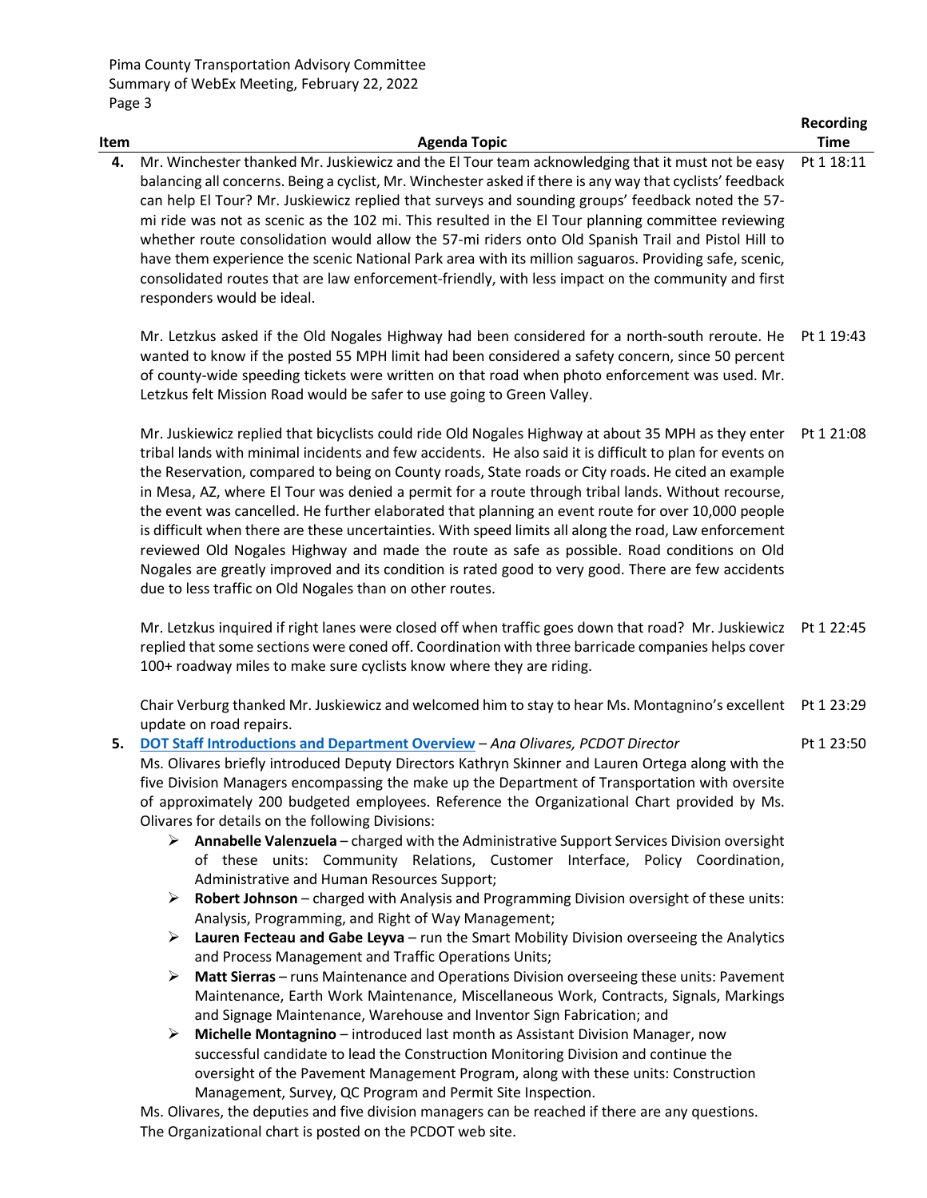| Item | Agenda Topic | Recording Time |
|---|---|---|
| 4. | Mr. Winchester thanked Mr. Juskiewicz and the El Tour team acknowledging that it must not be easy balancing all concerns. Being a cyclist, Mr. Winchester asked if there is any way that cyclists' feedback can help El Tour? Mr. Juskiewicz replied that surveys and sounding groups' feedback noted the 57-mi ride was not as scenic as the 102 mi. This resulted in the El Tour planning committee reviewing whether route consolidation would allow the 57-mi riders onto Old Spanish Trail and Pistol Hill to have them experience the scenic National Park area with its million saguaros. Providing safe, scenic, consolidated routes that are law enforcement-friendly, with less impact on the community and first responders would be ideal. | Pt 1 18:11 |
| | Mr. Letzkus asked if the Old Nogales Highway had been considered for a north-south reroute. He wanted to know if the posted 55 MPH limit had been considered a safety concern, since 50 percent of county-wide speeding tickets were written on that road when photo enforcement was used. Mr. Letzkus felt Mission Road would be safer to use going to Green Valley. | Pt 1 19:43 |
| | Mr. Juskiewicz replied that bicyclists could ride Old Nogales Highway at about 35 MPH as they enter tribal lands with minimal incidents and few accidents. He also said it is difficult to plan for events on the Reservation, compared to being on County roads, State roads or City roads. He cited an example in Mesa, AZ, where El Tour was denied a permit for a route through tribal lands. Without recourse, the event was cancelled. He further elaborated that planning an event route for over 10,000 people is difficult when there are these uncertainties. With speed limits all along the road, Law enforcement reviewed Old Nogales Highway and made the route as safe as possible. Road conditions on Old Nogales are greatly improved and its condition is rated good to very good. There are few accidents due to less traffic on Old Nogales than on other routes. | Pt 1 21:08 |
| | Mr. Letzkus inquired if right lanes were closed off when traffic goes down that road? Mr. Juskiewicz replied that some sections were coned off. Coordination with three barricade companies helps cover 100+ roadway miles to make sure cyclists know where they are riding. | Pt 1 22:45 |
| | Chair Verburg thanked Mr. Juskiewicz and welcomed him to stay to hear Ms. Montagnino's excellent update on road repairs. | Pt 1 23:29 |
| 5. | **DOT Staff Introductions and Department Overview** – *Ana Olivares, PCDOT Director*<br>Ms. Olivares briefly introduced Deputy Directors Kathryn Skinner and Lauren Ortega along with the five Division Managers encompassing the make up the Department of Transportation with oversite of approximately 200 budgeted employees. Reference the Organizational Chart provided by Ms. Olivares for details on the following Divisions:<br>➢ **Annabelle Valenzuela** – charged with the Administrative Support Services Division oversight of these units: Community Relations, Customer Interface, Policy Coordination, Administrative and Human Resources Support;<br>➢ **Robert Johnson** – charged with Analysis and Programming Division oversight of these units: Analysis, Programming, and Right of Way Management;<br>➢ **Lauren Fecteau and Gabe Leyva** – run the Smart Mobility Division overseeing the Analytics and Process Management and Traffic Operations Units;<br>➢ **Matt Sierras** – runs Maintenance and Operations Division overseeing these units: Pavement Maintenance, Earth Work Maintenance, Miscellaneous Work, Contracts, Signals, Markings and Signage Maintenance, Warehouse and Inventor Sign Fabrication; and<br>➢ **Michelle Montagnino** – introduced last month as Assistant Division Manager, now successful candidate to lead the Construction Monitoring Division and continue the oversight of the Pavement Management Program, along with these units: Construction Management, Survey, QC Program and Permit Site Inspection.<br>Ms. Olivares, the deputies and five division managers can be reached if there are any questions. The Organizational chart is posted on the PCDOT web site. | Pt 1 23:50 |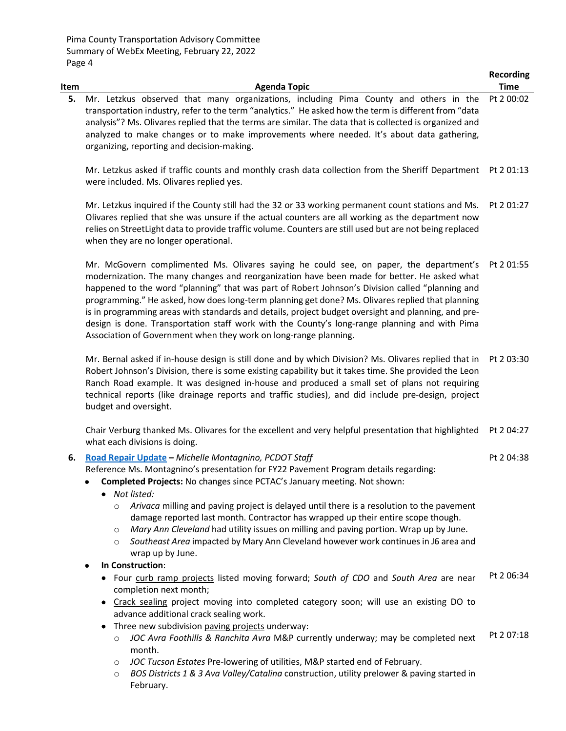| Item | Agenda Topic | Recording Time |
|---|---|---|
| **5.** | Mr. Letzkus observed that many organizations, including Pima County and others in the transportation industry, refer to the term "analytics." He asked how the term is different from "data analysis"? Ms. Olivares replied that the terms are similar. The data that is collected is organized and analyzed to make changes or to make improvements where needed. It's about data gathering, organizing, reporting and decision-making. | Pt 2 00:02 |
| | Mr. Letzkus asked if traffic counts and monthly crash data collection from the Sheriff Department were included. Ms. Olivares replied yes. | Pt 2 01:13 |
| | Mr. Letzkus inquired if the County still had the 32 or 33 working permanent count stations and Ms. Olivares replied that she was unsure if the actual counters are all working as the department now relies on StreetLight data to provide traffic volume. Counters are still used but are not being replaced when they are no longer operational. | Pt 2 01:27 |
| | Mr. McGovern complimented Ms. Olivares saying he could see, on paper, the department's modernization. The many changes and reorganization have been made for better. He asked what happened to the word "planning" that was part of Robert Johnson's Division called "planning and programming." He asked, how does long-term planning get done? Ms. Olivares replied that planning is in programming areas with standards and details, project budget oversight and planning, and pre-design is done. Transportation staff work with the County's long-range planning and with Pima Association of Government when they work on long-range planning. | Pt 2 01:55 |
| | Mr. Bernal asked if in-house design is still done and by which Division? Ms. Olivares replied that in Robert Johnson's Division, there is some existing capability but it takes time. She provided the Leon Ranch Road example. It was designed in-house and produced a small set of plans not requiring technical reports (like drainage reports and traffic studies), and did include pre-design, project budget and oversight. | Pt 2 03:30 |
| | Chair Verburg thanked Ms. Olivares for the excellent and very helpful presentation that highlighted what each divisions is doing. | Pt 2 04:27 |
| **6.** | **Road Repair Update** – *Michelle Montagnino, PCDOT Staff*<br>Reference Ms. Montagnino's presentation for FY22 Pavement Program details regarding:<br>• **Completed Projects:** No changes since PCTAC's January meeting. Not shown:<br>&nbsp;&nbsp;• *Not listed:*<br>&nbsp;&nbsp;&nbsp;&nbsp;○ *Arivaca* milling and paving project is delayed until there is a resolution to the pavement damage reported last month. Contractor has wrapped up their entire scope though.<br>&nbsp;&nbsp;&nbsp;&nbsp;○ *Mary Ann Cleveland* had utility issues on milling and paving portion. Wrap up by June.<br>&nbsp;&nbsp;&nbsp;&nbsp;○ *Southeast Area* impacted by Mary Ann Cleveland however work continues in J6 area and wrap up by June. | Pt 2 04:38 |
| | • **In Construction**:<br>&nbsp;&nbsp;• Four curb ramp projects listed moving forward; *South of CDO* and *South Area* are near completion next month;<br>&nbsp;&nbsp;• Crack sealing project moving into completed category soon; will use an existing DO to advance additional crack sealing work. | Pt 2 06:34 |
| | &nbsp;&nbsp;• Three new subdivision paving projects underway:<br>&nbsp;&nbsp;&nbsp;&nbsp;○ *JOC Avra Foothills & Ranchita Avra* M&P currently underway; may be completed next month.<br>&nbsp;&nbsp;&nbsp;&nbsp;○ *JOC Tucson Estates* Pre-lowering of utilities, M&P started end of February.<br>&nbsp;&nbsp;&nbsp;&nbsp;○ *BOS Districts 1 & 3 Ava Valley/Catalina* construction, utility prelower & paving started in February. | Pt 2 07:18 |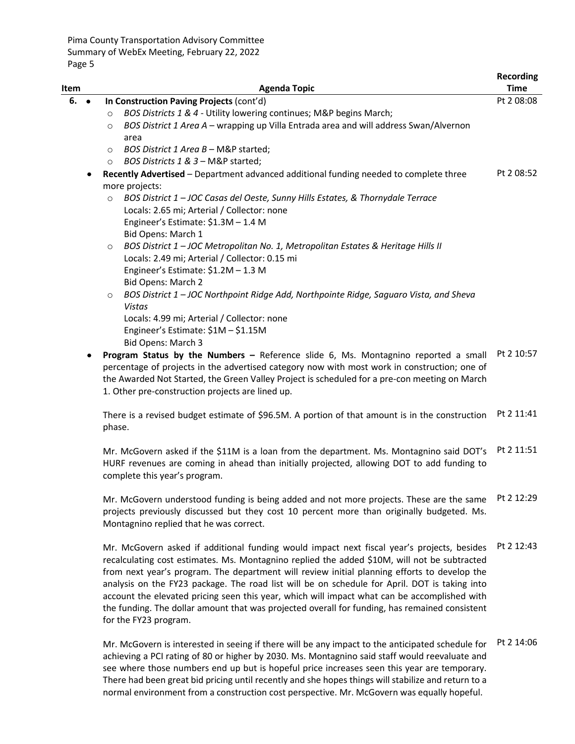| Item | Agenda Topic | Recording Time |
|---|---|---|
| 6. | • **In Construction Paving Projects** (cont'd)<br>○ *BOS Districts 1 & 4* - Utility lowering continues; M&P begins March;<br>○ *BOS District 1 Area A* – wrapping up Villa Entrada area and will address Swan/Alvernon area<br>○ *BOS District 1 Area B* – M&P started;<br>○ *BOS Districts 1 & 3* – M&P started; | Pt 2 08:08 |
| | • **Recently Advertised** – Department advanced additional funding needed to complete three more projects:<br>○ *BOS District 1 – JOC Casas del Oeste, Sunny Hills Estates, & Thornydale Terrace*<br>Locals: 2.65 mi; Arterial / Collector: none<br>Engineer's Estimate: $1.3M – 1.4 M<br>Bid Opens: March 1<br>○ *BOS District 1 – JOC Metropolitan No. 1, Metropolitan Estates & Heritage Hills II*<br>Locals: 2.49 mi; Arterial / Collector: 0.15 mi<br>Engineer's Estimate: $1.2M – 1.3 M<br>Bid Opens: March 2<br>○ *BOS District 1 – JOC Northpoint Ridge Add, Northpointe Ridge, Saguaro Vista, and Sheva Vistas*<br>Locals: 4.99 mi; Arterial / Collector: none<br>Engineer's Estimate: $1M – $1.15M<br>Bid Opens: March 3 | Pt 2 08:52 |
| | • **Program Status by the Numbers –** Reference slide 6, Ms. Montagnino reported a small percentage of projects in the advertised category now with most work in construction; one of the Awarded Not Started, the Green Valley Project is scheduled for a pre-con meeting on March 1. Other pre-construction projects are lined up. | Pt 2 10:57 |
| | There is a revised budget estimate of $96.5M. A portion of that amount is in the construction phase. | Pt 2 11:41 |
| | Mr. McGovern asked if the $11M is a loan from the department. Ms. Montagnino said DOT's HURF revenues are coming in ahead than initially projected, allowing DOT to add funding to complete this year's program. | Pt 2 11:51 |
| | Mr. McGovern understood funding is being added and not more projects. These are the same projects previously discussed but they cost 10 percent more than originally budgeted. Ms. Montagnino replied that he was correct. | Pt 2 12:29 |
| | Mr. McGovern asked if additional funding would impact next fiscal year's projects, besides recalculating cost estimates. Ms. Montagnino replied the added $10M, will not be subtracted from next year's program. The department will review initial planning efforts to develop the analysis on the FY23 package. The road list will be on schedule for April. DOT is taking into account the elevated pricing seen this year, which will impact what can be accomplished with the funding. The dollar amount that was projected overall for funding, has remained consistent for the FY23 program. | Pt 2 12:43 |
| | Mr. McGovern is interested in seeing if there will be any impact to the anticipated schedule for achieving a PCI rating of 80 or higher by 2030. Ms. Montagnino said staff would reevaluate and see where those numbers end up but is hopeful price increases seen this year are temporary. There had been great bid pricing until recently and she hopes things will stabilize and return to a normal environment from a construction cost perspective. Mr. McGovern was equally hopeful. | Pt 2 14:06 |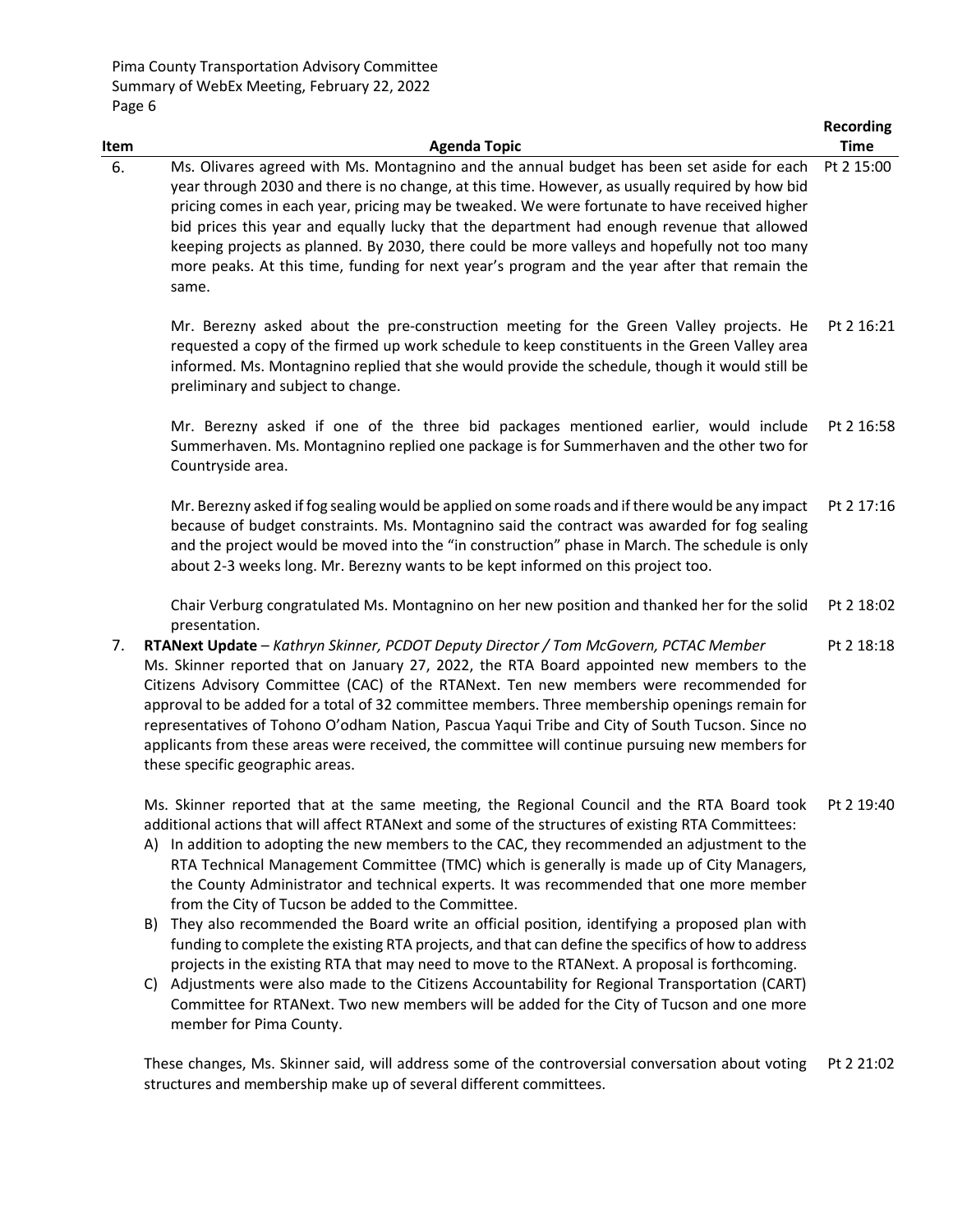| Item | Agenda Topic | Recording Time |
|---|---|---|
| 6. | Ms. Olivares agreed with Ms. Montagnino and the annual budget has been set aside for each year through 2030 and there is no change, at this time. However, as usually required by how bid pricing comes in each year, pricing may be tweaked. We were fortunate to have received higher bid prices this year and equally lucky that the department had enough revenue that allowed keeping projects as planned. By 2030, there could be more valleys and hopefully not too many more peaks. At this time, funding for next year's program and the year after that remain the same. | Pt 2 15:00 |
| | Mr. Berezny asked about the pre-construction meeting for the Green Valley projects. He requested a copy of the firmed up work schedule to keep constituents in the Green Valley area informed. Ms. Montagnino replied that she would provide the schedule, though it would still be preliminary and subject to change. | Pt 2 16:21 |
| | Mr. Berezny asked if one of the three bid packages mentioned earlier, would include Summerhaven. Ms. Montagnino replied one package is for Summerhaven and the other two for Countryside area. | Pt 2 16:58 |
| | Mr. Berezny asked if fog sealing would be applied on some roads and if there would be any impact because of budget constraints. Ms. Montagnino said the contract was awarded for fog sealing and the project would be moved into the "in construction" phase in March. The schedule is only about 2-3 weeks long. Mr. Berezny wants to be kept informed on this project too. | Pt 2 17:16 |
| | Chair Verburg congratulated Ms. Montagnino on her new position and thanked her for the solid presentation. | Pt 2 18:02 |
| 7. | **RTANext Update** – *Kathryn Skinner, PCDOT Deputy Director / Tom McGovern, PCTAC Member*<br>Ms. Skinner reported that on January 27, 2022, the RTA Board appointed new members to the Citizens Advisory Committee (CAC) of the RTANext. Ten new members were recommended for approval to be added for a total of 32 committee members. Three membership openings remain for representatives of Tohono O'odham Nation, Pascua Yaqui Tribe and City of South Tucson. Since no applicants from these areas were received, the committee will continue pursuing new members for these specific geographic areas. | Pt 2 18:18 |
| | Ms. Skinner reported that at the same meeting, the Regional Council and the RTA Board took additional actions that will affect RTANext and some of the structures of existing RTA Committees:<br>A) In addition to adopting the new members to the CAC, they recommended an adjustment to the RTA Technical Management Committee (TMC) which is generally is made up of City Managers, the County Administrator and technical experts. It was recommended that one more member from the City of Tucson be added to the Committee.<br>B) They also recommended the Board write an official position, identifying a proposed plan with funding to complete the existing RTA projects, and that can define the specifics of how to address projects in the existing RTA that may need to move to the RTANext. A proposal is forthcoming.<br>C) Adjustments were also made to the Citizens Accountability for Regional Transportation (CART) Committee for RTANext. Two new members will be added for the City of Tucson and one more member for Pima County. | Pt 2 19:40 |
| | These changes, Ms. Skinner said, will address some of the controversial conversation about voting structures and membership make up of several different committees. | Pt 2 21:02 |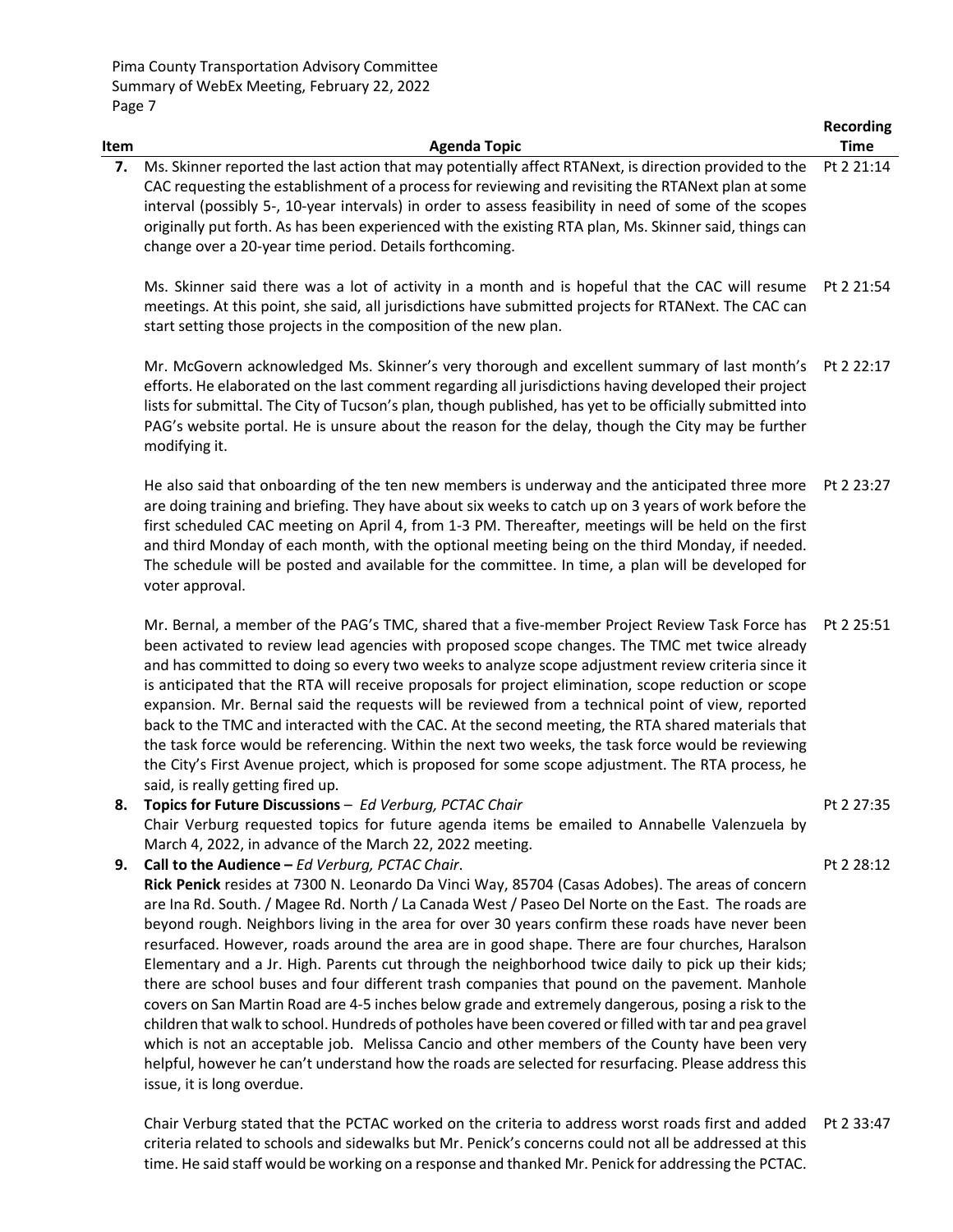| Item | Agenda Topic | Recording Time |
|---|---|---|
| **7.** | Ms. Skinner reported the last action that may potentially affect RTANext, is direction provided to the CAC requesting the establishment of a process for reviewing and revisiting the RTANext plan at some interval (possibly 5-, 10-year intervals) in order to assess feasibility in need of some of the scopes originally put forth. As has been experienced with the existing RTA plan, Ms. Skinner said, things can change over a 20-year time period. Details forthcoming. | Pt 2 21:14 |
| | Ms. Skinner said there was a lot of activity in a month and is hopeful that the CAC will resume meetings. At this point, she said, all jurisdictions have submitted projects for RTANext. The CAC can start setting those projects in the composition of the new plan. | Pt 2 21:54 |
| | Mr. McGovern acknowledged Ms. Skinner's very thorough and excellent summary of last month's efforts. He elaborated on the last comment regarding all jurisdictions having developed their project lists for submittal. The City of Tucson's plan, though published, has yet to be officially submitted into PAG's website portal. He is unsure about the reason for the delay, though the City may be further modifying it. | Pt 2 22:17 |
| | He also said that onboarding of the ten new members is underway and the anticipated three more are doing training and briefing. They have about six weeks to catch up on 3 years of work before the first scheduled CAC meeting on April 4, from 1-3 PM. Thereafter, meetings will be held on the first and third Monday of each month, with the optional meeting being on the third Monday, if needed. The schedule will be posted and available for the committee. In time, a plan will be developed for voter approval. | Pt 2 23:27 |
| | Mr. Bernal, a member of the PAG's TMC, shared that a five-member Project Review Task Force has been activated to review lead agencies with proposed scope changes. The TMC met twice already and has committed to doing so every two weeks to analyze scope adjustment review criteria since it is anticipated that the RTA will receive proposals for project elimination, scope reduction or scope expansion. Mr. Bernal said the requests will be reviewed from a technical point of view, reported back to the TMC and interacted with the CAC. At the second meeting, the RTA shared materials that the task force would be referencing. Within the next two weeks, the task force would be reviewing the City's First Avenue project, which is proposed for some scope adjustment. The RTA process, he said, is really getting fired up. | Pt 2 25:51 |
| **8.** | **Topics for Future Discussions** – *Ed Verburg, PCTAC Chair*<br>Chair Verburg requested topics for future agenda items be emailed to Annabelle Valenzuela by March 4, 2022, in advance of the March 22, 2022 meeting. | Pt 2 27:35 |
| **9.** | **Call to the Audience –** *Ed Verburg, PCTAC Chair*.<br>**Rick Penick** resides at 7300 N. Leonardo Da Vinci Way, 85704 (Casas Adobes). The areas of concern are Ina Rd. South. / Magee Rd. North / La Canada West / Paseo Del Norte on the East. The roads are beyond rough. Neighbors living in the area for over 30 years confirm these roads have never been resurfaced. However, roads around the area are in good shape. There are four churches, Haralson Elementary and a Jr. High. Parents cut through the neighborhood twice daily to pick up their kids; there are school buses and four different trash companies that pound on the pavement. Manhole covers on San Martin Road are 4-5 inches below grade and extremely dangerous, posing a risk to the children that walk to school. Hundreds of potholes have been covered or filled with tar and pea gravel which is not an acceptable job. Melissa Cancio and other members of the County have been very helpful, however he can't understand how the roads are selected for resurfacing. Please address this issue, it is long overdue. | Pt 2 28:12 |
| | Chair Verburg stated that the PCTAC worked on the criteria to address worst roads first and added criteria related to schools and sidewalks but Mr. Penick's concerns could not all be addressed at this time. He said staff would be working on a response and thanked Mr. Penick for addressing the PCTAC. | Pt 2 33:47 |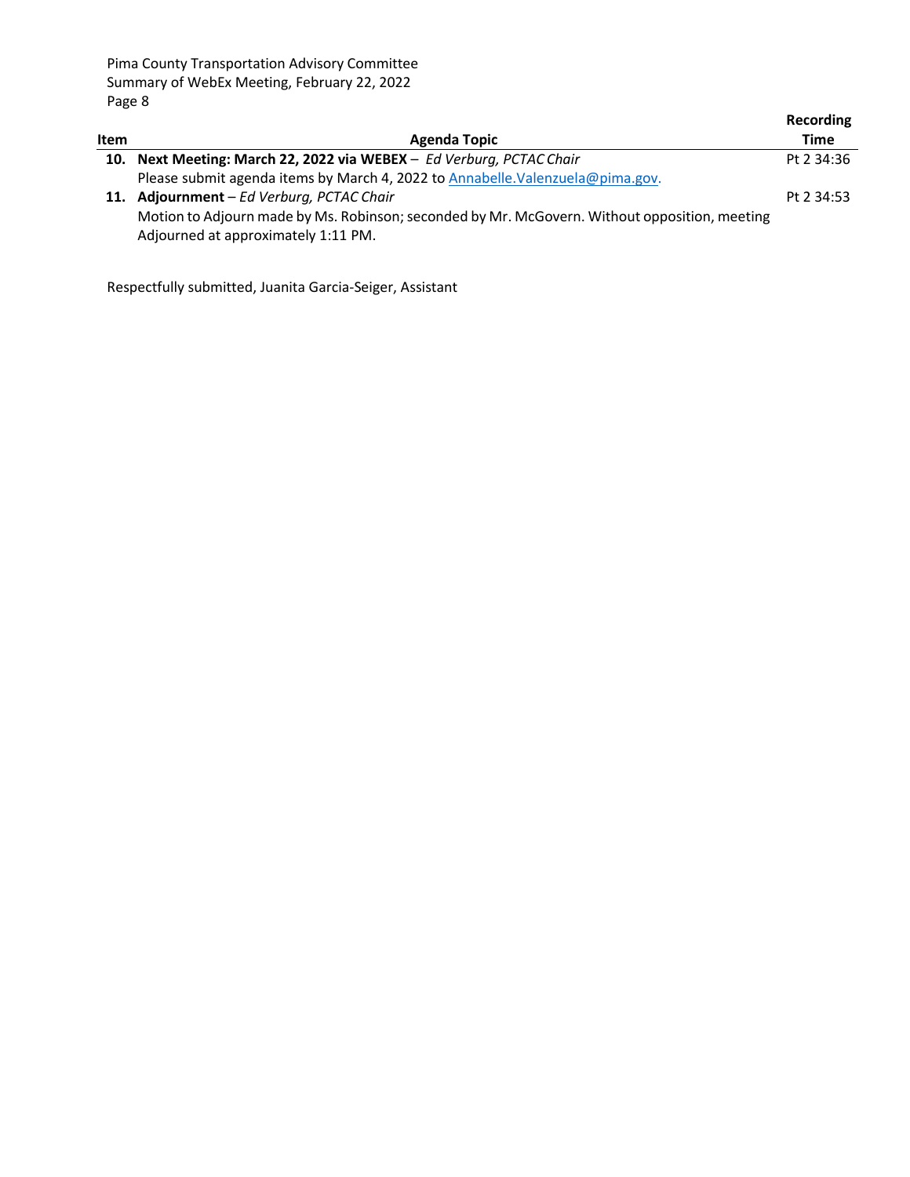| Item | Agenda Topic | Recording Time |
| --- | --- | --- |
| 10. | **Next Meeting: March 22, 2022 via WEBEX** – *Ed Verburg, PCTAC Chair* Please submit agenda items by March 4, 2022 to Annabelle.Valenzuela@pima.gov. | Pt 2 34:36 |
| 11. | **Adjournment** – *Ed Verburg, PCTAC Chair* Motion to Adjourn made by Ms. Robinson; seconded by Mr. McGovern. Without opposition, meeting Adjourned at approximately 1:11 PM. | Pt 2 34:53 |

Respectfully submitted, Juanita Garcia-Seiger, Assistant